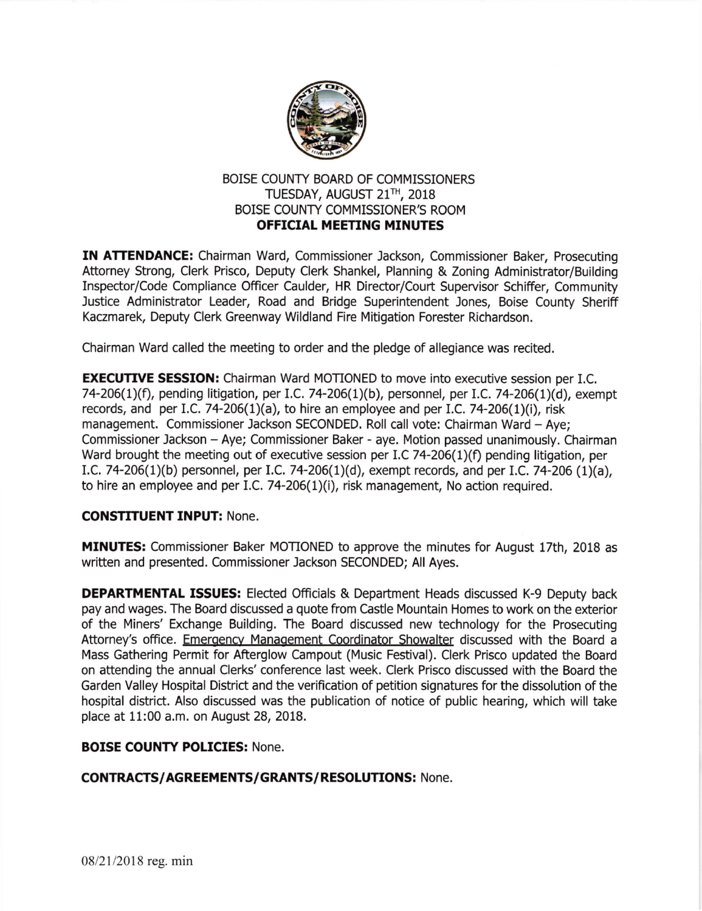BOISE COUNTY BOARD OF COMMISSIONERS
TUESDAY, AUGUST 21TH, 2018
BOISE COUNTY COMMISSIONER'S ROOM
**OFFICIAL MEETING MINUTES**

**IN ATTENDANCE:** Chairman Ward, Commissioner Jackson, Commissioner Baker, Prosecuting Attorney Strong, Clerk Prisco, Deputy Clerk Shankel, Planning & Zoning Administrator/Building Inspector/Code Compliance Officer Caulder, HR Director/Court Supervisor Schiffer, Community Justice Administrator Leader, Road and Bridge Superintendent Jones, Boise County Sheriff Kaczmarek, Deputy Clerk Greenway Wildland Fire Mitigation Forester Richardson.

Chairman Ward called the meeting to order and the pledge of allegiance was recited.

**EXECUTIVE SESSION:** Chairman Ward MOTIONED to move into executive session per I.C. 74-206(1)(f), pending litigation, per I.C. 74-206(1)(b), personnel, per I.C. 74-206(1)(d), exempt records, and per I.C. 74-206(1)(a), to hire an employee and per I.C. 74-206(1)(i), risk management. Commissioner Jackson SECONDED. Roll call vote: Chairman Ward – Aye; Commissioner Jackson – Aye; Commissioner Baker - aye. Motion passed unanimously. Chairman Ward brought the meeting out of executive session per I.C 74-206(1)(f) pending litigation, per I.C. 74-206(1)(b) personnel, per I.C. 74-206(1)(d), exempt records, and per I.C. 74-206 (1)(a), to hire an employee and per I.C. 74-206(1)(i), risk management, No action required.

**CONSTITUENT INPUT:** None.

**MINUTES:** Commissioner Baker MOTIONED to approve the minutes for August 17th, 2018 as written and presented. Commissioner Jackson SECONDED; All Ayes.

**DEPARTMENTAL ISSUES:** Elected Officials & Department Heads discussed K-9 Deputy back pay and wages. The Board discussed a quote from Castle Mountain Homes to work on the exterior of the Miners' Exchange Building. The Board discussed new technology for the Prosecuting Attorney's office. Emergency Management Coordinator Showalter discussed with the Board a Mass Gathering Permit for Afterglow Campout (Music Festival). Clerk Prisco updated the Board on attending the annual Clerks' conference last week. Clerk Prisco discussed with the Board the Garden Valley Hospital District and the verification of petition signatures for the dissolution of the hospital district. Also discussed was the publication of notice of public hearing, which will take place at 11:00 a.m. on August 28, 2018.

**BOISE COUNTY POLICIES:** None.

**CONTRACTS/AGREEMENTS/GRANTS/RESOLUTIONS:** None.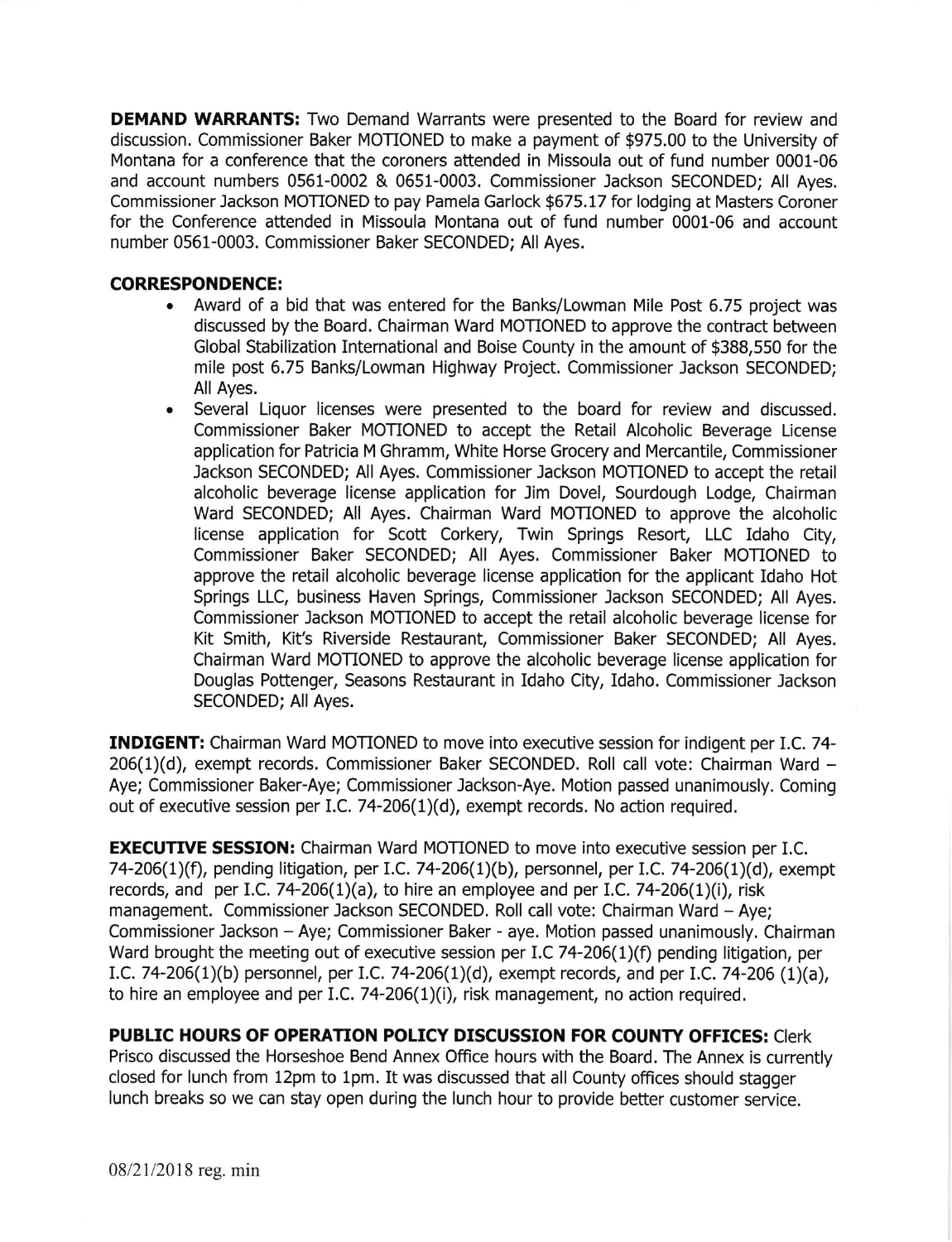**DEMAND WARRANTS:** Two Demand Warrants were presented to the Board for review and discussion. Commissioner Baker MOTIONED to make a payment of $975.00 to the University of Montana for a conference that the coroners attended in Missoula out of fund number 0001-06 and account numbers 0561-0002 & 0651-0003. Commissioner Jackson SECONDED; All Ayes. Commissioner Jackson MOTIONED to pay Pamela Garlock $675.17 for lodging at Masters Coroner for the Conference attended in Missoula Montana out of fund number 0001-06 and account number 0561-0003. Commissioner Baker SECONDED; All Ayes.

**CORRESPONDENCE:**

- Award of a bid that was entered for the Banks/Lowman Mile Post 6.75 project was discussed by the Board. Chairman Ward MOTIONED to approve the contract between Global Stabilization International and Boise County in the amount of $388,550 for the mile post 6.75 Banks/Lowman Highway Project. Commissioner Jackson SECONDED; All Ayes.
- Several Liquor licenses were presented to the board for review and discussed. Commissioner Baker MOTIONED to accept the Retail Alcoholic Beverage License application for Patricia M Ghramm, White Horse Grocery and Mercantile, Commissioner Jackson SECONDED; All Ayes. Commissioner Jackson MOTIONED to accept the retail alcoholic beverage license application for Jim Dovel, Sourdough Lodge, Chairman Ward SECONDED; All Ayes. Chairman Ward MOTIONED to approve the alcoholic license application for Scott Corkery, Twin Springs Resort, LLC Idaho City, Commissioner Baker SECONDED; All Ayes. Commissioner Baker MOTIONED to approve the retail alcoholic beverage license application for the applicant Idaho Hot Springs LLC, business Haven Springs, Commissioner Jackson SECONDED; All Ayes. Commissioner Jackson MOTIONED to accept the retail alcoholic beverage license for Kit Smith, Kit's Riverside Restaurant, Commissioner Baker SECONDED; All Ayes. Chairman Ward MOTIONED to approve the alcoholic beverage license application for Douglas Pottenger, Seasons Restaurant in Idaho City, Idaho. Commissioner Jackson SECONDED; All Ayes.

**INDIGENT:** Chairman Ward MOTIONED to move into executive session for indigent per I.C. 74-206(1)(d), exempt records. Commissioner Baker SECONDED. Roll call vote: Chairman Ward – Aye; Commissioner Baker-Aye; Commissioner Jackson-Aye. Motion passed unanimously. Coming out of executive session per I.C. 74-206(1)(d), exempt records. No action required.

**EXECUTIVE SESSION:** Chairman Ward MOTIONED to move into executive session per I.C. 74-206(1)(f), pending litigation, per I.C. 74-206(1)(b), personnel, per I.C. 74-206(1)(d), exempt records, and per I.C. 74-206(1)(a), to hire an employee and per I.C. 74-206(1)(i), risk management. Commissioner Jackson SECONDED. Roll call vote: Chairman Ward – Aye; Commissioner Jackson – Aye; Commissioner Baker - aye. Motion passed unanimously. Chairman Ward brought the meeting out of executive session per I.C 74-206(1)(f) pending litigation, per I.C. 74-206(1)(b) personnel, per I.C. 74-206(1)(d), exempt records, and per I.C. 74-206 (1)(a), to hire an employee and per I.C. 74-206(1)(i), risk management, no action required.

**PUBLIC HOURS OF OPERATION POLICY DISCUSSION FOR COUNTY OFFICES:** Clerk Prisco discussed the Horseshoe Bend Annex Office hours with the Board. The Annex is currently closed for lunch from 12pm to 1pm. It was discussed that all County offices should stagger lunch breaks so we can stay open during the lunch hour to provide better customer service.